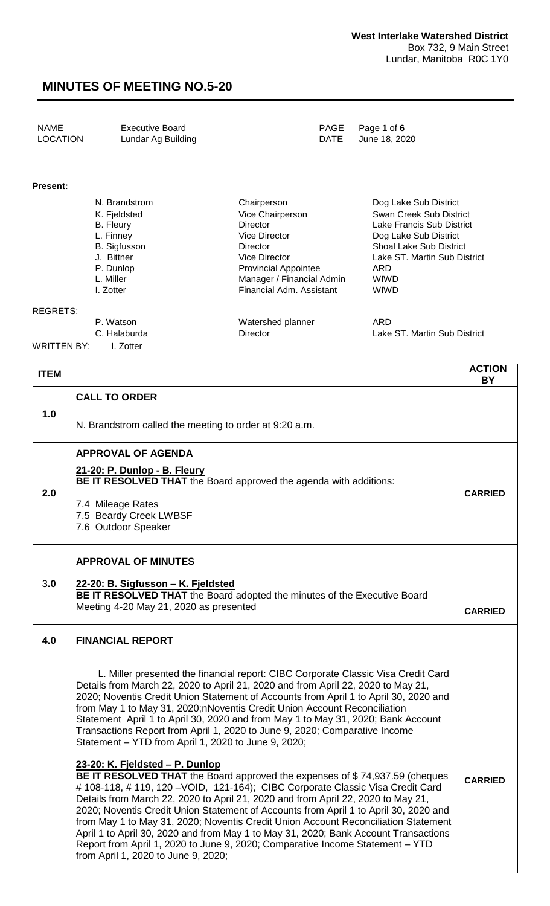**West Interlake Watershed District**
Box 732, 9 Main Street
Lundar, Manitoba R0C 1Y0

# MINUTES OF MEETING NO.5-20

| | | | |
|---|---|---|---|
| NAME | Executive Board | PAGE | Page **1** of **6** |
| LOCATION | Lundar Ag Building | DATE | June 18, 2020 |

**Present:**

| | | |
|---|---|---|
| N. Brandstrom | Chairperson | Dog Lake Sub District |
| K. Fjeldsted | Vice Chairperson | Swan Creek Sub District |
| B. Fleury | Director | Lake Francis Sub District |
| L. Finney | Vice Director | Dog Lake Sub District |
| B. Sigfusson | Director | Shoal Lake Sub District |
| J. Bittner | Vice Director | Lake ST. Martin Sub District |
| P. Dunlop | Provincial Appointee | ARD |
| L. Miller | Manager / Financial Admin | WIWD |
| I. Zotter | Financial Adm. Assistant | WIWD |

REGRETS:

| | | |
|---|---|---|
| P. Watson | Watershed planner | ARD |
| C. Halaburda | Director | Lake ST. Martin Sub District |

WRITTEN BY: I. Zotter

| ITEM | | ACTION BY |
|---|---|---|
| 1.0 | **CALL TO ORDER**<br><br>N. Brandstrom called the meeting to order at 9:20 a.m. | |
| 2.0 | **APPROVAL OF AGENDA**<br><br>**21-20: P. Dunlop - B. Fleury**<br>**BE IT RESOLVED THAT** the Board approved the agenda with additions:<br><br>7.4 Mileage Rates<br>7.5 Beardy Creek LWBSF<br>7.6 Outdoor Speaker | **CARRIED** |
| 3.0 | **APPROVAL OF MINUTES**<br><br>**22-20: B. Sigfusson – K. Fjeldsted**<br>**BE IT RESOLVED THAT** the Board adopted the minutes of the Executive Board Meeting 4-20 May 21, 2020 as presented | **CARRIED** |
| 4.0 | **FINANCIAL REPORT** | |
| | L. Miller presented the financial report: CIBC Corporate Classic Visa Credit Card Details from March 22, 2020 to April 21, 2020 and from April 22, 2020 to May 21, 2020; Noventis Credit Union Statement of Accounts from April 1 to April 30, 2020 and from May 1 to May 31, 2020;nNoventis Credit Union Account Reconciliation Statement April 1 to April 30, 2020 and from May 1 to May 31, 2020; Bank Account Transactions Report from April 1, 2020 to June 9, 2020; Comparative Income Statement – YTD from April 1, 2020 to June 9, 2020;<br><br>**23-20: K. Fjeldsted – P. Dunlop**<br>**BE IT RESOLVED THAT** the Board approved the expenses of $ 74,937.59 (cheques # 108-118, # 119, 120 –VOID, 121-164); CIBC Corporate Classic Visa Credit Card Details from March 22, 2020 to April 21, 2020 and from April 22, 2020 to May 21, 2020; Noventis Credit Union Statement of Accounts from April 1 to April 30, 2020 and from May 1 to May 31, 2020; Noventis Credit Union Account Reconciliation Statement April 1 to April 30, 2020 and from May 1 to May 31, 2020; Bank Account Transactions Report from April 1, 2020 to June 9, 2020; Comparative Income Statement – YTD from April 1, 2020 to June 9, 2020; | **CARRIED** |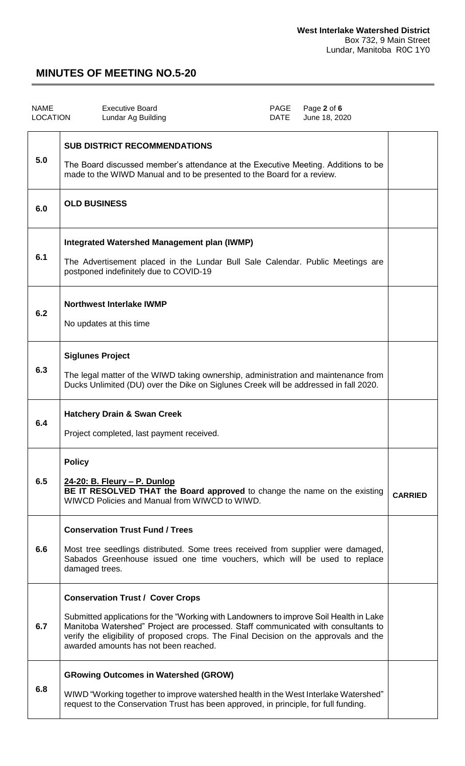**West Interlake Watershed District**
Box 732, 9 Main Street
Lundar, Manitoba R0C 1Y0

# MINUTES OF MEETING NO.5-20

| NAME | Executive Board | PAGE | Page **2** of **6** |
|---|---|---|---|
| LOCATION | Lundar Ag Building | DATE | June 18, 2020 |

| | | |
|---|---|---|
| 5.0 | **SUB DISTRICT RECOMMENDATIONS**<br><br>The Board discussed member's attendance at the Executive Meeting. Additions to be made to the WIWD Manual and to be presented to the Board for a review. | |
| 6.0 | **OLD BUSINESS** | |
| 6.1 | **Integrated Watershed Management plan (IWMP)**<br><br>The Advertisement placed in the Lundar Bull Sale Calendar. Public Meetings are postponed indefinitely due to COVID-19 | |
| 6.2 | **Northwest Interlake IWMP**<br><br>No updates at this time | |
| 6.3 | **Siglunes Project**<br><br>The legal matter of the WIWD taking ownership, administration and maintenance from Ducks Unlimited (DU) over the Dike on Siglunes Creek will be addressed in fall 2020. | |
| 6.4 | **Hatchery Drain & Swan Creek**<br><br>Project completed, last payment received. | |
| 6.5 | **Policy**<br><br>**<u>24-20: B. Fleury – P. Dunlop</u>**<br>**BE IT RESOLVED THAT the Board approved** to change the name on the existing WIWCD Policies and Manual from WIWCD to WIWD. | **CARRIED** |
| 6.6 | **Conservation Trust Fund / Trees**<br><br>Most tree seedlings distributed. Some trees received from supplier were damaged, Sabados Greenhouse issued one time vouchers, which will be used to replace damaged trees. | |
| 6.7 | **Conservation Trust / Cover Crops**<br><br>Submitted applications for the "Working with Landowners to improve Soil Health in Lake Manitoba Watershed" Project are processed. Staff communicated with consultants to verify the eligibility of proposed crops. The Final Decision on the approvals and the awarded amounts has not been reached. | |
| 6.8 | **GRowing Outcomes in Watershed (GROW)**<br><br>WIWD "Working together to improve watershed health in the West Interlake Watershed" request to the Conservation Trust has been approved, in principle, for full funding. | |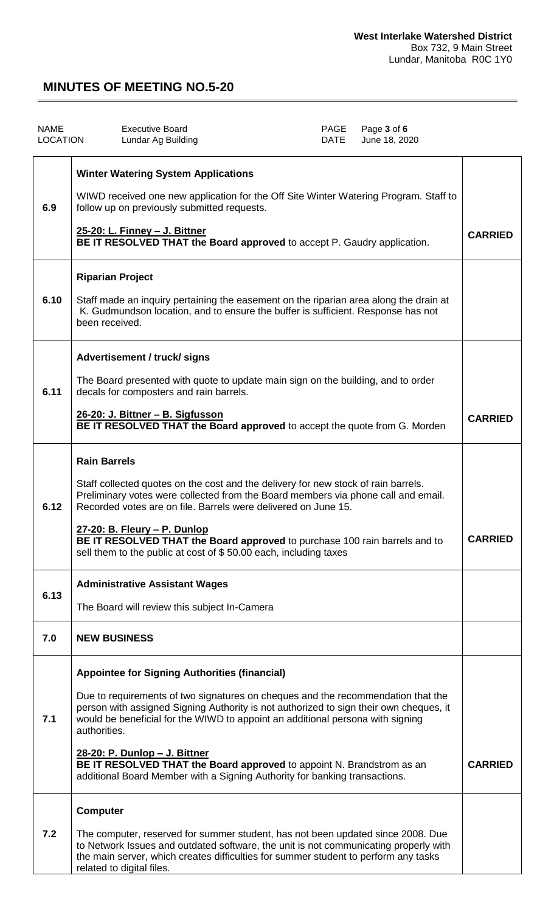# MINUTES OF MEETING NO.5-20

| NAME | Executive Board | PAGE | Page 3 of 6 |
|---|---|---|---|
| LOCATION | Lundar Ag Building | DATE | June 18, 2020 |

| | | |
|---|---|---|
| 6.9 | **Winter Watering System Applications**<br><br>WIWD received one new application for the Off Site Winter Watering Program. Staff to follow up on previously submitted requests.<br><br>**25-20: L. Finney – J. Bittner**<br>**BE IT RESOLVED THAT the Board approved** to accept P. Gaudry application. | **CARRIED** |
| 6.10 | **Riparian Project**<br><br>Staff made an inquiry pertaining the easement on the riparian area along the drain at K. Gudmundson location, and to ensure the buffer is sufficient. Response has not been received. | |
| 6.11 | **Advertisement / truck/ signs**<br><br>The Board presented with quote to update main sign on the building, and to order decals for composters and rain barrels.<br><br>**26-20: J. Bittner – B. Sigfusson**<br>**BE IT RESOLVED THAT the Board approved** to accept the quote from G. Morden | **CARRIED** |
| 6.12 | **Rain Barrels**<br><br>Staff collected quotes on the cost and the delivery for new stock of rain barrels. Preliminary votes were collected from the Board members via phone call and email. Recorded votes are on file. Barrels were delivered on June 15.<br><br>**27-20: B. Fleury – P. Dunlop**<br>**BE IT RESOLVED THAT the Board approved** to purchase 100 rain barrels and to sell them to the public at cost of $ 50.00 each, including taxes | **CARRIED** |
| 6.13 | **Administrative Assistant Wages**<br><br>The Board will review this subject In-Camera | |
| 7.0 | **NEW BUSINESS** | |
| 7.1 | **Appointee for Signing Authorities (financial)**<br><br>Due to requirements of two signatures on cheques and the recommendation that the person with assigned Signing Authority is not authorized to sign their own cheques, it would be beneficial for the WIWD to appoint an additional persona with signing authorities.<br><br>**28-20: P. Dunlop – J. Bittner**<br>**BE IT RESOLVED THAT the Board approved** to appoint N. Brandstrom as an additional Board Member with a Signing Authority for banking transactions. | **CARRIED** |
| 7.2 | **Computer**<br><br>The computer, reserved for summer student, has not been updated since 2008. Due to Network Issues and outdated software, the unit is not communicating properly with the main server, which creates difficulties for summer student to perform any tasks related to digital files. | |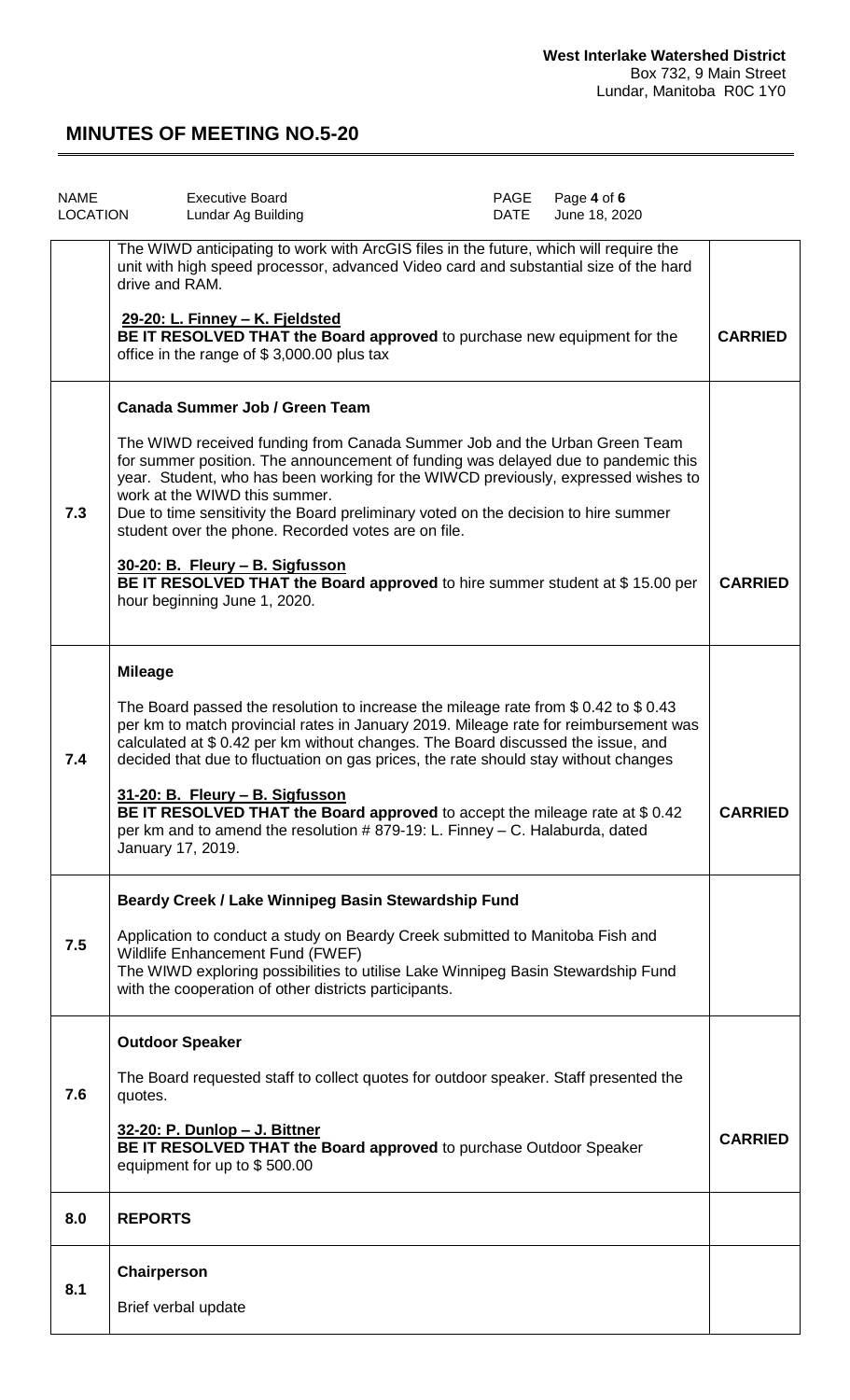| | | |
|---|---|---|
| | The WIWD anticipating to work with ArcGIS files in the future, which will require the unit with high speed processor, advanced Video card and substantial size of the hard drive and RAM.<br><br>**29-20: L. Finney – K. Fjeldsted**<br>**BE IT RESOLVED THAT the Board approved** to purchase new equipment for the office in the range of $ 3,000.00 plus tax | **CARRIED** |
| 7.3 | **Canada Summer Job / Green Team**<br><br>The WIWD received funding from Canada Summer Job and the Urban Green Team for summer position. The announcement of funding was delayed due to pandemic this year. Student, who has been working for the WIWCD previously, expressed wishes to work at the WIWD this summer.<br>Due to time sensitivity the Board preliminary voted on the decision to hire summer student over the phone. Recorded votes are on file.<br><br>**30-20: B. Fleury – B. Sigfusson**<br>**BE IT RESOLVED THAT the Board approved** to hire summer student at $ 15.00 per hour beginning June 1, 2020. | **CARRIED** |
| 7.4 | **Mileage**<br><br>The Board passed the resolution to increase the mileage rate from $ 0.42 to $ 0.43 per km to match provincial rates in January 2019. Mileage rate for reimbursement was calculated at $ 0.42 per km without changes. The Board discussed the issue, and decided that due to fluctuation on gas prices, the rate should stay without changes<br><br>**31-20: B. Fleury – B. Sigfusson**<br>**BE IT RESOLVED THAT the Board approved** to accept the mileage rate at $ 0.42 per km and to amend the resolution # 879-19: L. Finney – C. Halaburda, dated January 17, 2019. | **CARRIED** |
| 7.5 | **Beardy Creek / Lake Winnipeg Basin Stewardship Fund**<br><br>Application to conduct a study on Beardy Creek submitted to Manitoba Fish and Wildlife Enhancement Fund (FWEF)<br>The WIWD exploring possibilities to utilise Lake Winnipeg Basin Stewardship Fund with the cooperation of other districts participants. | |
| 7.6 | **Outdoor Speaker**<br><br>The Board requested staff to collect quotes for outdoor speaker. Staff presented the quotes.<br><br>**32-20: P. Dunlop – J. Bittner**<br>**BE IT RESOLVED THAT the Board approved** to purchase Outdoor Speaker equipment for up to $ 500.00 | **CARRIED** |
| 8.0 | **REPORTS** | |
| 8.1 | **Chairperson**<br><br>Brief verbal update | |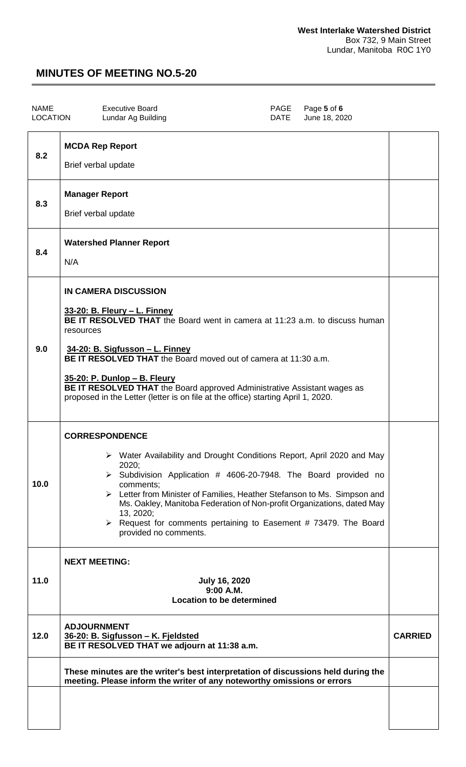**West Interlake Watershed District**
Box 732, 9 Main Street
Lundar, Manitoba R0C 1Y0

## MINUTES OF MEETING NO.5-20

| NAME | Executive Board | PAGE | Page **5** of **6** |
|---|---|---|---|
| LOCATION | Lundar Ag Building | DATE | June 18, 2020 |

| | | |
|---|---|---|
| 8.2 | **MCDA Rep Report**<br><br>Brief verbal update | |
| 8.3 | **Manager Report**<br><br>Brief verbal update | |
| 8.4 | **Watershed Planner Report**<br><br>N/A | |
| 9.0 | **IN CAMERA DISCUSSION**<br><br>**33-20: B. Fleury – L. Finney**<br>**BE IT RESOLVED THAT** the Board went in camera at 11:23 a.m. to discuss human resources<br><br>**34-20: B. Sigfusson – L. Finney**<br>**BE IT RESOLVED THAT** the Board moved out of camera at 11:30 a.m.<br><br>**35-20: P. Dunlop – B. Fleury**<br>**BE IT RESOLVED THAT** the Board approved Administrative Assistant wages as proposed in the Letter (letter is on file at the office) starting April 1, 2020. | |
| 10.0 | **CORRESPONDENCE**<br><br>➢ Water Availability and Drought Conditions Report, April 2020 and May 2020;<br>➢ Subdivision Application # 4606-20-7948. The Board provided no comments;<br>➢ Letter from Minister of Families, Heather Stefanson to Ms. Simpson and Ms. Oakley, Manitoba Federation of Non-profit Organizations, dated May 13, 2020;<br>➢ Request for comments pertaining to Easement # 73479. The Board provided no comments. | |
| 11.0 | **NEXT MEETING:**<br><br>**July 16, 2020**<br>**9:00 A.M.**<br>**Location to be determined** | |
| 12.0 | **ADJOURNMENT**<br>**36-20: B. Sigfusson – K. Fjeldsted**<br>**BE IT RESOLVED THAT we adjourn at 11:38 a.m.** | **CARRIED** |
| | **These minutes are the writer's best interpretation of discussions held during the meeting. Please inform the writer of any noteworthy omissions or errors** | |
| | | |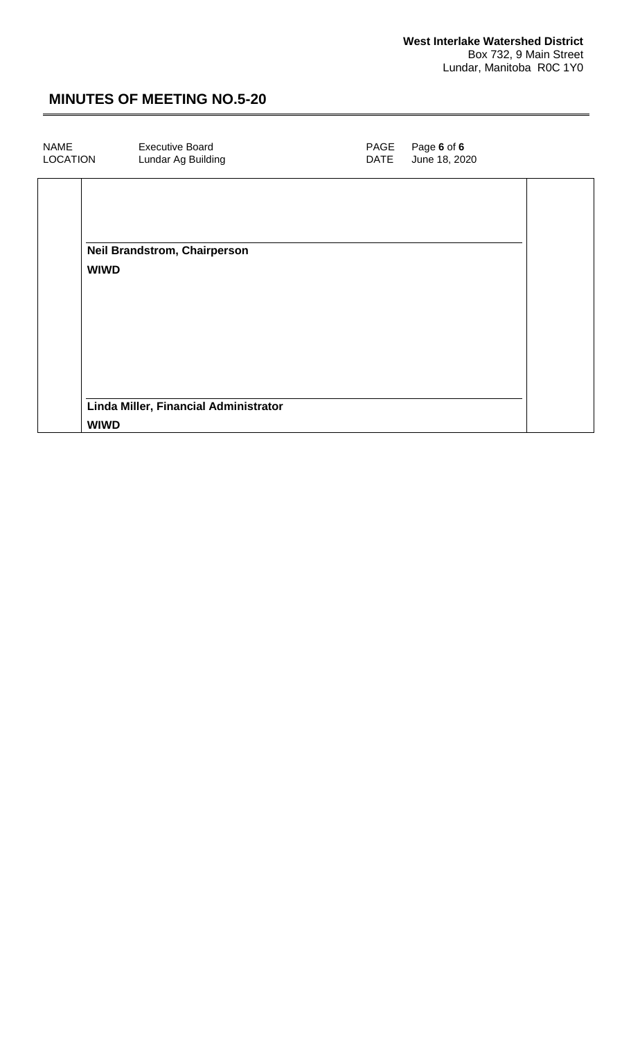Neil Brandstrom, Chairperson

**WIWD**

Linda Miller, Financial Administrator

**WIWD**